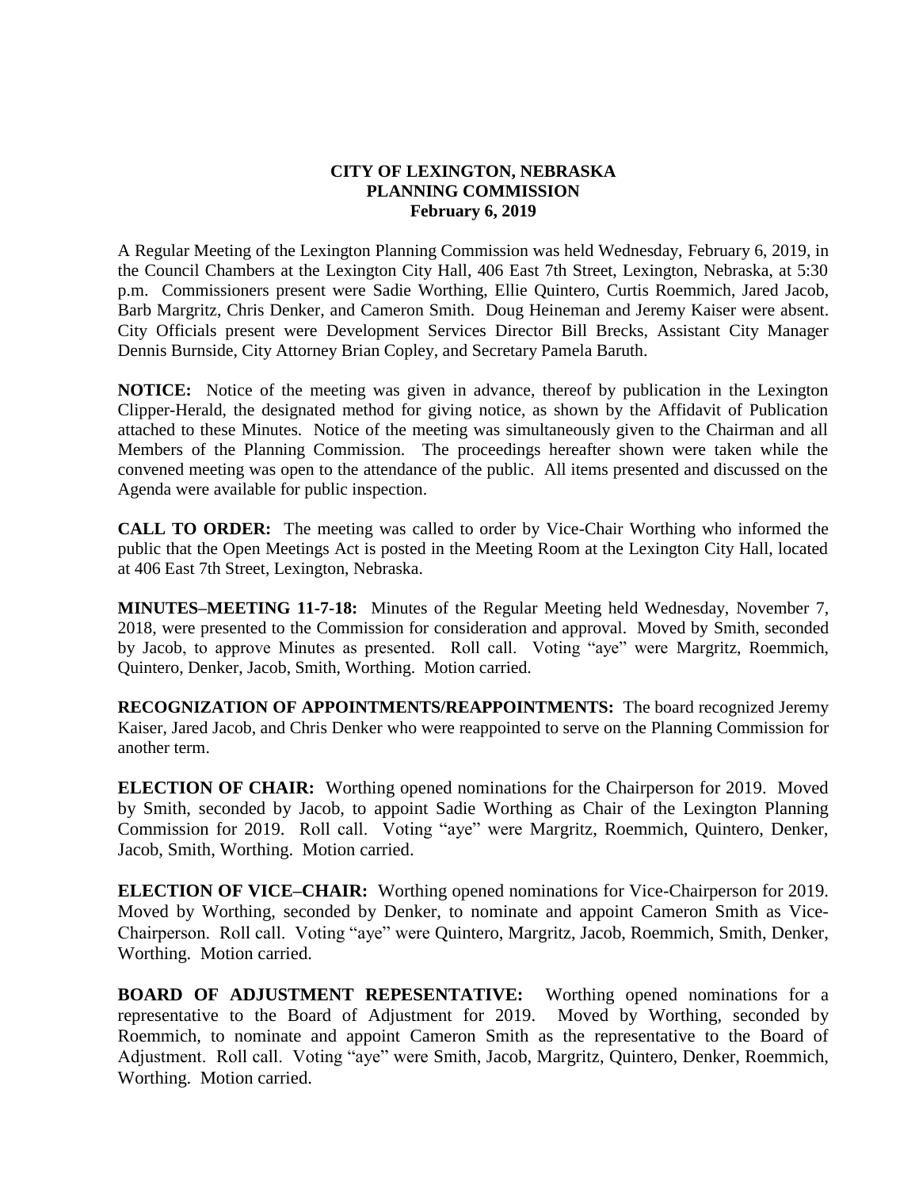**CITY OF LEXINGTON, NEBRASKA**
**PLANNING COMMISSION**
**February 6, 2019**

A Regular Meeting of the Lexington Planning Commission was held Wednesday, February 6, 2019, in the Council Chambers at the Lexington City Hall, 406 East 7th Street, Lexington, Nebraska, at 5:30 p.m. Commissioners present were Sadie Worthing, Ellie Quintero, Curtis Roemmich, Jared Jacob, Barb Margritz, Chris Denker, and Cameron Smith. Doug Heineman and Jeremy Kaiser were absent. City Officials present were Development Services Director Bill Brecks, Assistant City Manager Dennis Burnside, City Attorney Brian Copley, and Secretary Pamela Baruth.

**NOTICE:** Notice of the meeting was given in advance, thereof by publication in the Lexington Clipper-Herald, the designated method for giving notice, as shown by the Affidavit of Publication attached to these Minutes. Notice of the meeting was simultaneously given to the Chairman and all Members of the Planning Commission. The proceedings hereafter shown were taken while the convened meeting was open to the attendance of the public. All items presented and discussed on the Agenda were available for public inspection.

**CALL TO ORDER:** The meeting was called to order by Vice-Chair Worthing who informed the public that the Open Meetings Act is posted in the Meeting Room at the Lexington City Hall, located at 406 East 7th Street, Lexington, Nebraska.

**MINUTES–MEETING 11-7-18:** Minutes of the Regular Meeting held Wednesday, November 7, 2018, were presented to the Commission for consideration and approval. Moved by Smith, seconded by Jacob, to approve Minutes as presented. Roll call. Voting "aye" were Margritz, Roemmich, Quintero, Denker, Jacob, Smith, Worthing. Motion carried.

**RECOGNIZATION OF APPOINTMENTS/REAPPOINTMENTS:** The board recognized Jeremy Kaiser, Jared Jacob, and Chris Denker who were reappointed to serve on the Planning Commission for another term.

**ELECTION OF CHAIR:** Worthing opened nominations for the Chairperson for 2019. Moved by Smith, seconded by Jacob, to appoint Sadie Worthing as Chair of the Lexington Planning Commission for 2019. Roll call. Voting "aye" were Margritz, Roemmich, Quintero, Denker, Jacob, Smith, Worthing. Motion carried.

**ELECTION OF VICE–CHAIR:** Worthing opened nominations for Vice-Chairperson for 2019. Moved by Worthing, seconded by Denker, to nominate and appoint Cameron Smith as Vice-Chairperson. Roll call. Voting "aye" were Quintero, Margritz, Jacob, Roemmich, Smith, Denker, Worthing. Motion carried.

**BOARD OF ADJUSTMENT REPESENTATIVE:** Worthing opened nominations for a representative to the Board of Adjustment for 2019. Moved by Worthing, seconded by Roemmich, to nominate and appoint Cameron Smith as the representative to the Board of Adjustment. Roll call. Voting "aye" were Smith, Jacob, Margritz, Quintero, Denker, Roemmich, Worthing. Motion carried.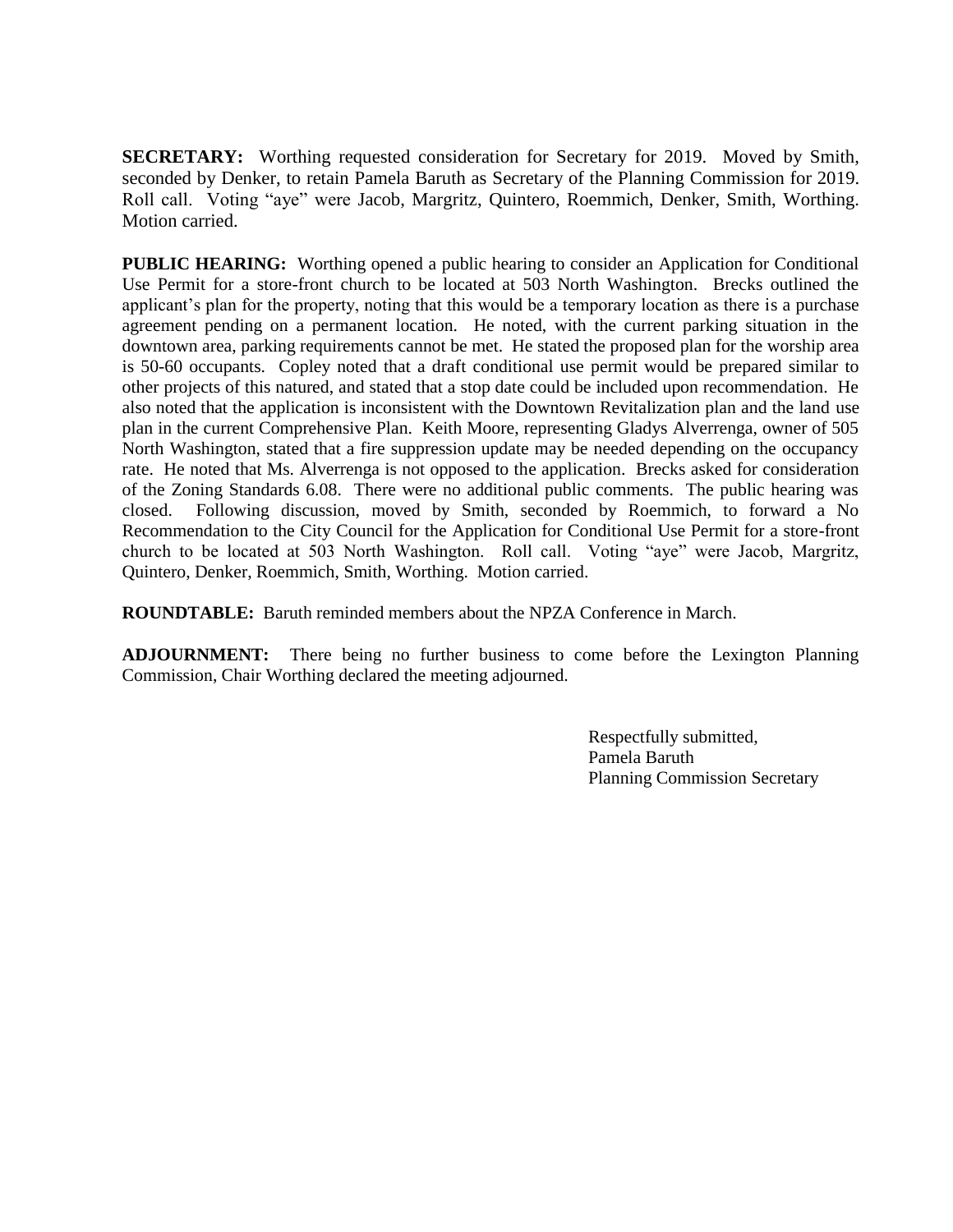**SECRETARY:** Worthing requested consideration for Secretary for 2019. Moved by Smith, seconded by Denker, to retain Pamela Baruth as Secretary of the Planning Commission for 2019. Roll call. Voting "aye" were Jacob, Margritz, Quintero, Roemmich, Denker, Smith, Worthing. Motion carried.

**PUBLIC HEARING:** Worthing opened a public hearing to consider an Application for Conditional Use Permit for a store-front church to be located at 503 North Washington. Brecks outlined the applicant's plan for the property, noting that this would be a temporary location as there is a purchase agreement pending on a permanent location. He noted, with the current parking situation in the downtown area, parking requirements cannot be met. He stated the proposed plan for the worship area is 50-60 occupants. Copley noted that a draft conditional use permit would be prepared similar to other projects of this natured, and stated that a stop date could be included upon recommendation. He also noted that the application is inconsistent with the Downtown Revitalization plan and the land use plan in the current Comprehensive Plan. Keith Moore, representing Gladys Alverrenga, owner of 505 North Washington, stated that a fire suppression update may be needed depending on the occupancy rate. He noted that Ms. Alverrenga is not opposed to the application. Brecks asked for consideration of the Zoning Standards 6.08. There were no additional public comments. The public hearing was closed. Following discussion, moved by Smith, seconded by Roemmich, to forward a No Recommendation to the City Council for the Application for Conditional Use Permit for a store-front church to be located at 503 North Washington. Roll call. Voting "aye" were Jacob, Margritz, Quintero, Denker, Roemmich, Smith, Worthing. Motion carried.

**ROUNDTABLE:** Baruth reminded members about the NPZA Conference in March.

**ADJOURNMENT:** There being no further business to come before the Lexington Planning Commission, Chair Worthing declared the meeting adjourned.

Respectfully submitted,
Pamela Baruth
Planning Commission Secretary